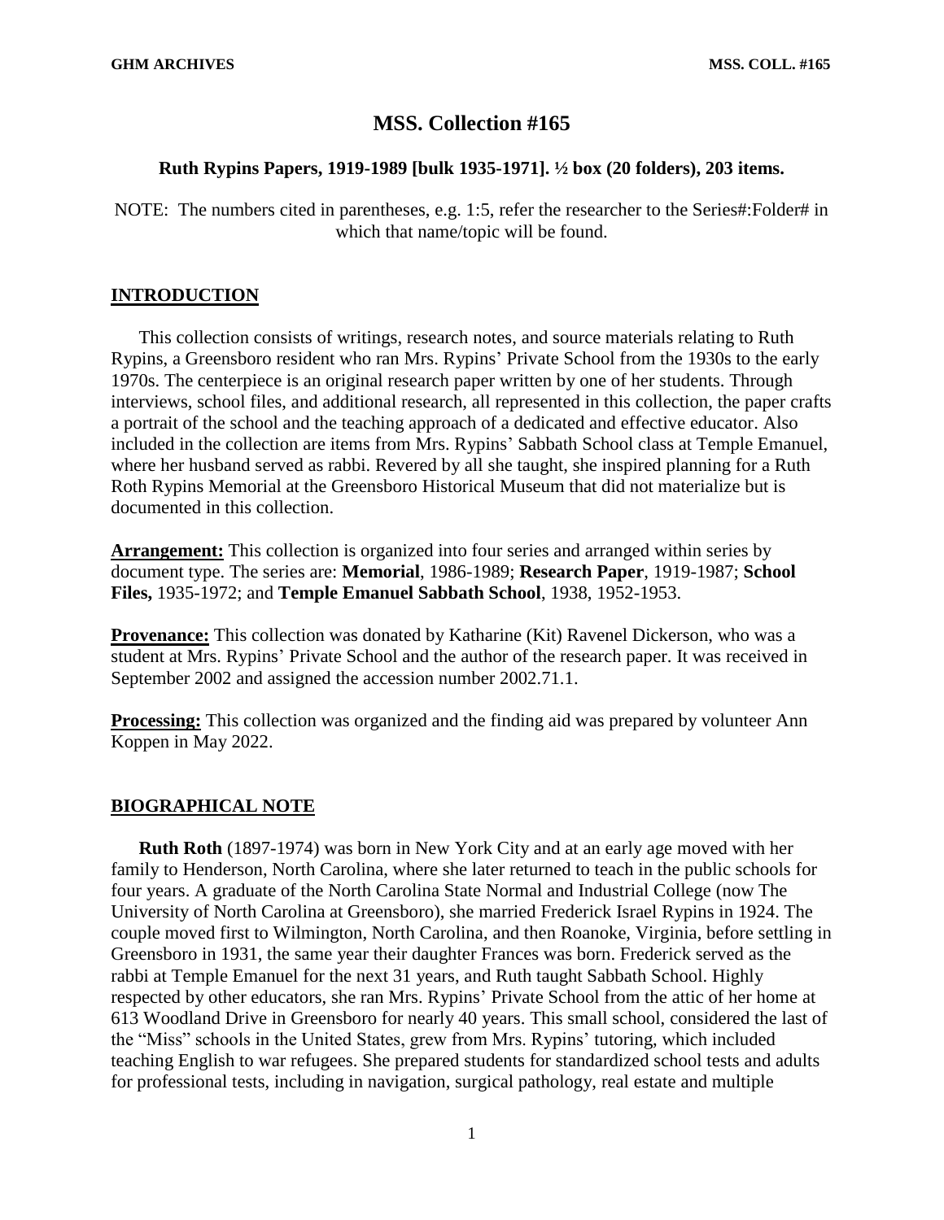# MSS. Collection #165

**Ruth Rypins Papers, 1919-1989 [bulk 1935-1971]. ½ box (20 folders), 203 items.**

NOTE: The numbers cited in parentheses, e.g. 1:5, refer the researcher to the Series#:Folder# in which that name/topic will be found.

## INTRODUCTION

This collection consists of writings, research notes, and source materials relating to Ruth Rypins, a Greensboro resident who ran Mrs. Rypins' Private School from the 1930s to the early 1970s. The centerpiece is an original research paper written by one of her students. Through interviews, school files, and additional research, all represented in this collection, the paper crafts a portrait of the school and the teaching approach of a dedicated and effective educator. Also included in the collection are items from Mrs. Rypins' Sabbath School class at Temple Emanuel, where her husband served as rabbi. Revered by all she taught, she inspired planning for a Ruth Roth Rypins Memorial at the Greensboro Historical Museum that did not materialize but is documented in this collection.

**Arrangement:** This collection is organized into four series and arranged within series by document type. The series are: **Memorial**, 1986-1989; **Research Paper**, 1919-1987; **School Files,** 1935-1972; and **Temple Emanuel Sabbath School**, 1938, 1952-1953.

**Provenance:** This collection was donated by Katharine (Kit) Ravenel Dickerson, who was a student at Mrs. Rypins' Private School and the author of the research paper. It was received in September 2002 and assigned the accession number 2002.71.1.

**Processing:** This collection was organized and the finding aid was prepared by volunteer Ann Koppen in May 2022.

## BIOGRAPHICAL NOTE

**Ruth Roth** (1897-1974) was born in New York City and at an early age moved with her family to Henderson, North Carolina, where she later returned to teach in the public schools for four years. A graduate of the North Carolina State Normal and Industrial College (now The University of North Carolina at Greensboro), she married Frederick Israel Rypins in 1924. The couple moved first to Wilmington, North Carolina, and then Roanoke, Virginia, before settling in Greensboro in 1931, the same year their daughter Frances was born. Frederick served as the rabbi at Temple Emanuel for the next 31 years, and Ruth taught Sabbath School. Highly respected by other educators, she ran Mrs. Rypins' Private School from the attic of her home at 613 Woodland Drive in Greensboro for nearly 40 years. This small school, considered the last of the "Miss" schools in the United States, grew from Mrs. Rypins' tutoring, which included teaching English to war refugees. She prepared students for standardized school tests and adults for professional tests, including in navigation, surgical pathology, real estate and multiple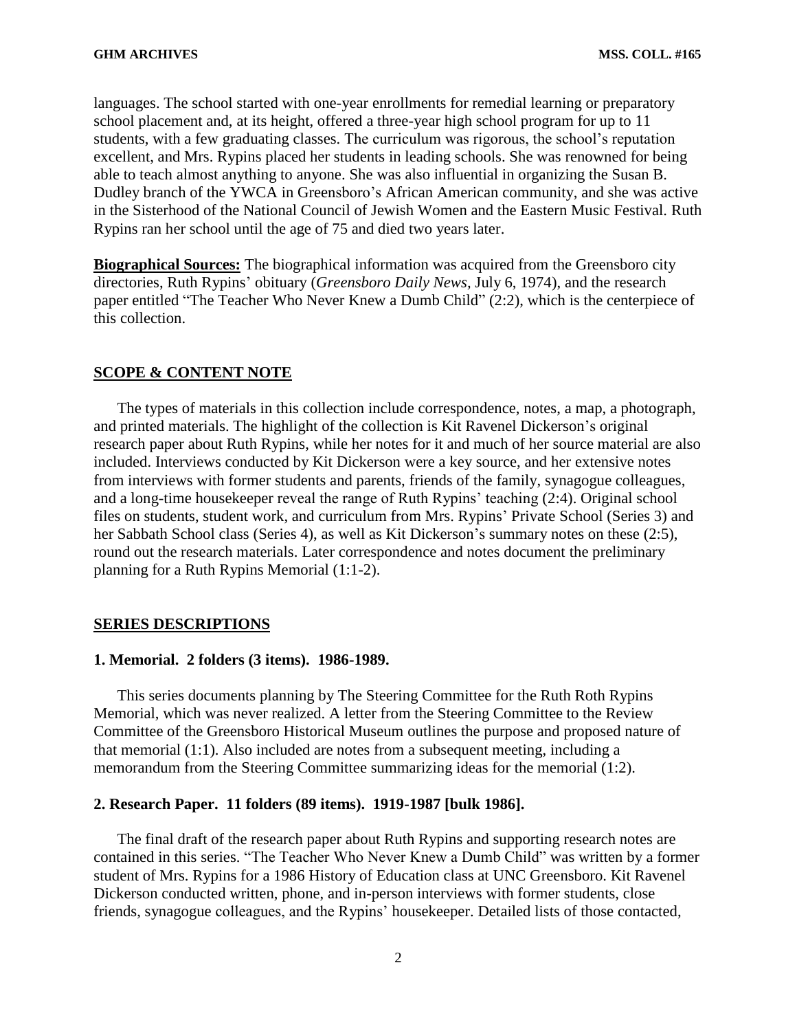languages. The school started with one-year enrollments for remedial learning or preparatory school placement and, at its height, offered a three-year high school program for up to 11 students, with a few graduating classes. The curriculum was rigorous, the school's reputation excellent, and Mrs. Rypins placed her students in leading schools. She was renowned for being able to teach almost anything to anyone. She was also influential in organizing the Susan B. Dudley branch of the YWCA in Greensboro's African American community, and she was active in the Sisterhood of the National Council of Jewish Women and the Eastern Music Festival. Ruth Rypins ran her school until the age of 75 and died two years later.

**Biographical Sources:** The biographical information was acquired from the Greensboro city directories, Ruth Rypins' obituary (*Greensboro Daily News,* July 6, 1974), and the research paper entitled "The Teacher Who Never Knew a Dumb Child" (2:2), which is the centerpiece of this collection.

## SCOPE & CONTENT NOTE

The types of materials in this collection include correspondence, notes, a map, a photograph, and printed materials. The highlight of the collection is Kit Ravenel Dickerson's original research paper about Ruth Rypins, while her notes for it and much of her source material are also included. Interviews conducted by Kit Dickerson were a key source, and her extensive notes from interviews with former students and parents, friends of the family, synagogue colleagues, and a long-time housekeeper reveal the range of Ruth Rypins' teaching (2:4). Original school files on students, student work, and curriculum from Mrs. Rypins' Private School (Series 3) and her Sabbath School class (Series 4), as well as Kit Dickerson's summary notes on these (2:5), round out the research materials. Later correspondence and notes document the preliminary planning for a Ruth Rypins Memorial (1:1-2).

## SERIES DESCRIPTIONS

### 1. Memorial. 2 folders (3 items). 1986-1989.

This series documents planning by The Steering Committee for the Ruth Roth Rypins Memorial, which was never realized. A letter from the Steering Committee to the Review Committee of the Greensboro Historical Museum outlines the purpose and proposed nature of that memorial (1:1). Also included are notes from a subsequent meeting, including a memorandum from the Steering Committee summarizing ideas for the memorial (1:2).

### 2. Research Paper. 11 folders (89 items). 1919-1987 [bulk 1986].

The final draft of the research paper about Ruth Rypins and supporting research notes are contained in this series. "The Teacher Who Never Knew a Dumb Child" was written by a former student of Mrs. Rypins for a 1986 History of Education class at UNC Greensboro. Kit Ravenel Dickerson conducted written, phone, and in-person interviews with former students, close friends, synagogue colleagues, and the Rypins' housekeeper. Detailed lists of those contacted,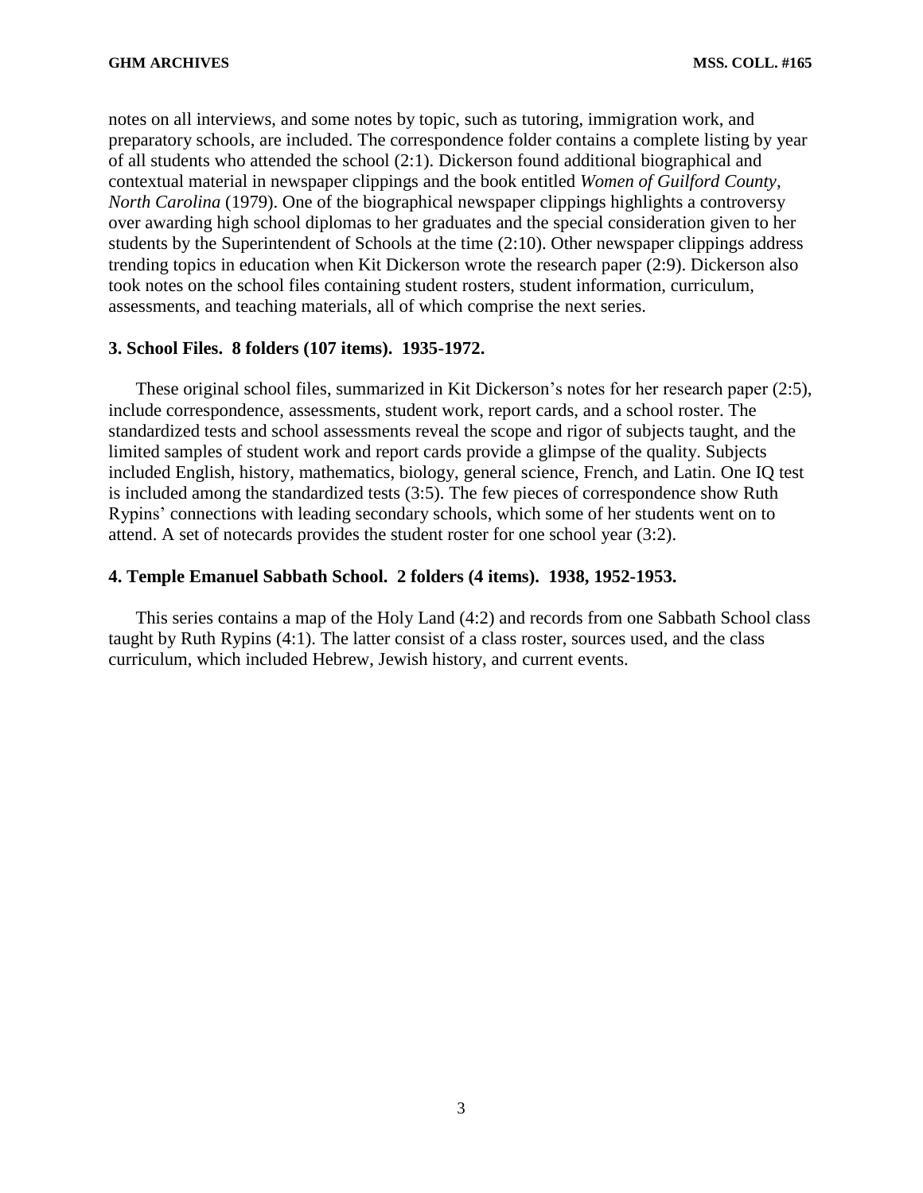notes on all interviews, and some notes by topic, such as tutoring, immigration work, and preparatory schools, are included. The correspondence folder contains a complete listing by year of all students who attended the school (2:1). Dickerson found additional biographical and contextual material in newspaper clippings and the book entitled *Women of Guilford County, North Carolina* (1979). One of the biographical newspaper clippings highlights a controversy over awarding high school diplomas to her graduates and the special consideration given to her students by the Superintendent of Schools at the time (2:10). Other newspaper clippings address trending topics in education when Kit Dickerson wrote the research paper (2:9). Dickerson also took notes on the school files containing student rosters, student information, curriculum, assessments, and teaching materials, all of which comprise the next series.

**3. School Files. 8 folders (107 items). 1935-1972.**

These original school files, summarized in Kit Dickerson's notes for her research paper (2:5), include correspondence, assessments, student work, report cards, and a school roster. The standardized tests and school assessments reveal the scope and rigor of subjects taught, and the limited samples of student work and report cards provide a glimpse of the quality. Subjects included English, history, mathematics, biology, general science, French, and Latin. One IQ test is included among the standardized tests (3:5). The few pieces of correspondence show Ruth Rypins' connections with leading secondary schools, which some of her students went on to attend. A set of notecards provides the student roster for one school year (3:2).

**4. Temple Emanuel Sabbath School. 2 folders (4 items). 1938, 1952-1953.**

This series contains a map of the Holy Land (4:2) and records from one Sabbath School class taught by Ruth Rypins (4:1). The latter consist of a class roster, sources used, and the class curriculum, which included Hebrew, Jewish history, and current events.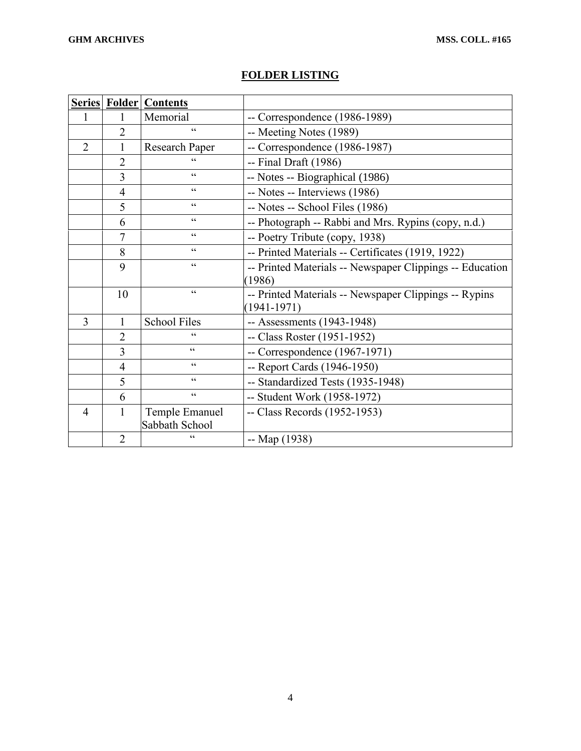## FOLDER LISTING

| Series | Folder | Contents | |
|---|---|---|---|
| 1 | 1 | Memorial | -- Correspondence (1986-1989) |
| | 2 | " | -- Meeting Notes (1989) |
| 2 | 1 | Research Paper | -- Correspondence (1986-1987) |
| | 2 | " | -- Final Draft (1986) |
| | 3 | " | -- Notes -- Biographical (1986) |
| | 4 | " | -- Notes -- Interviews (1986) |
| | 5 | " | -- Notes -- School Files (1986) |
| | 6 | " | -- Photograph -- Rabbi and Mrs. Rypins (copy, n.d.) |
| | 7 | " | -- Poetry Tribute (copy, 1938) |
| | 8 | " | -- Printed Materials -- Certificates (1919, 1922) |
| | 9 | " | -- Printed Materials -- Newspaper Clippings -- Education (1986) |
| | 10 | " | -- Printed Materials -- Newspaper Clippings -- Rypins (1941-1971) |
| 3 | 1 | School Files | -- Assessments (1943-1948) |
| | 2 | " | -- Class Roster (1951-1952) |
| | 3 | " | -- Correspondence (1967-1971) |
| | 4 | " | -- Report Cards (1946-1950) |
| | 5 | " | -- Standardized Tests (1935-1948) |
| | 6 | " | -- Student Work (1958-1972) |
| 4 | 1 | Temple Emanuel Sabbath School | -- Class Records (1952-1953) |
| | 2 | " | -- Map (1938) |